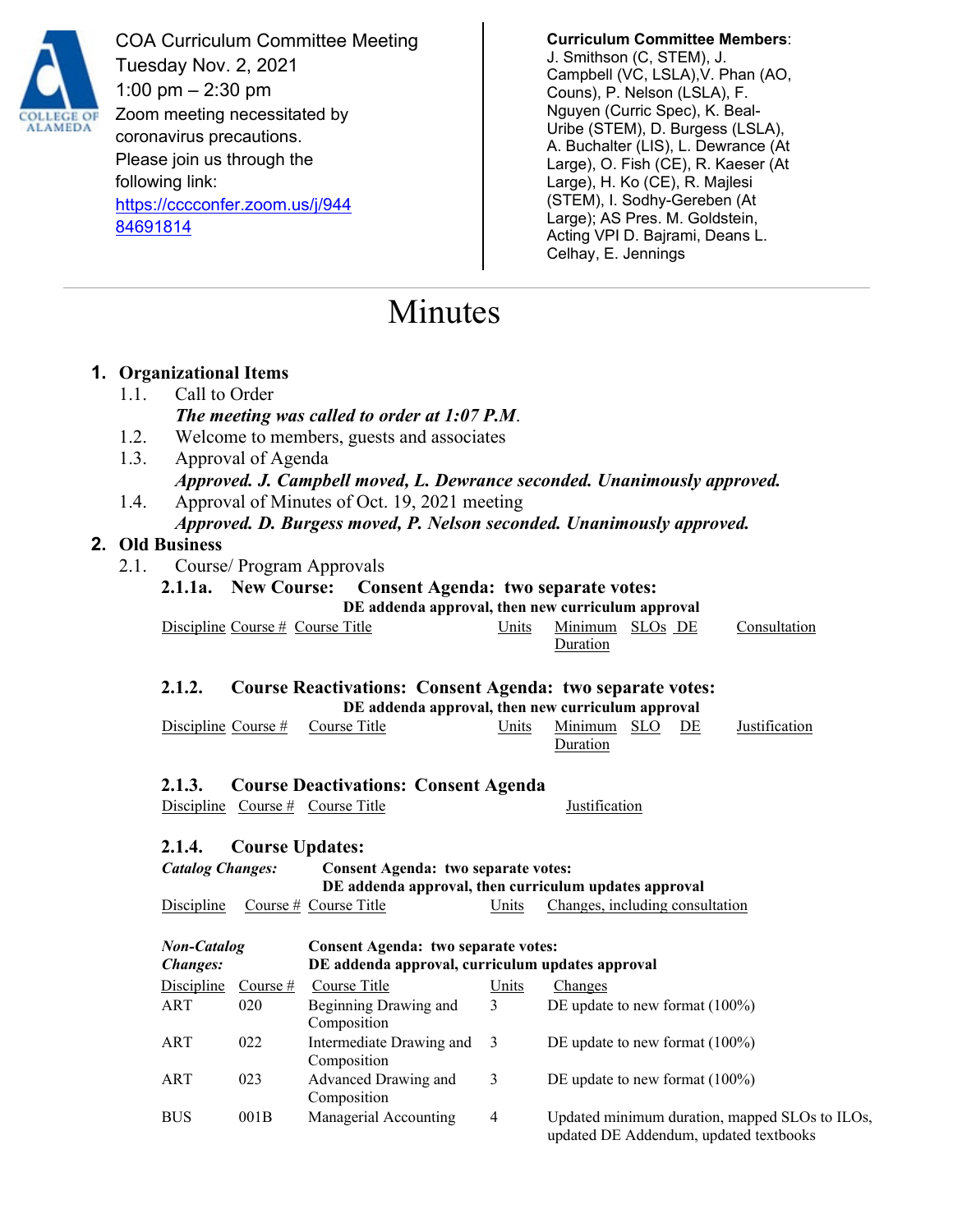COA Curriculum Committee Meeting
Tuesday Nov. 2, 2021
1:00 pm – 2:30 pm
Zoom meeting necessitated by coronavirus precautions.
Please join us through the following link:
https://cccconfer.zoom.us/j/94484691814

**Curriculum Committee Members**:
J. Smithson (C, STEM), J. Campbell (VC, LSLA), V. Phan (AO, Couns), P. Nelson (LSLA), F. Nguyen (Curric Spec), K. Beal-Uribe (STEM), D. Burgess (LSLA), A. Buchalter (LIS), L. Dewrance (At Large), O. Fish (CE), R. Kaeser (At Large), H. Ko (CE), R. Majlesi (STEM), I. Sodhy-Gereben (At Large); AS Pres. M. Goldstein, Acting VPI D. Bajrami, Deans L. Celhay, E. Jennings

# Minutes

## 1. Organizational Items

1.1. Call to Order
***The meeting was called to order at 1:07 P.M.***

1.2. Welcome to members, guests and associates

1.3. Approval of Agenda
***Approved. J. Campbell moved, L. Dewrance seconded. Unanimously approved.***

1.4. Approval of Minutes of Oct. 19, 2021 meeting
***Approved. D. Burgess moved, P. Nelson seconded. Unanimously approved.***

## 2. Old Business

2.1. Course/ Program Approvals

### 2.1.1a. New Course: Consent Agenda: two separate votes:
**DE addenda approval, then new curriculum approval**

| Discipline | Course # | Course Title | Units | Minimum Duration | SLOs | DE | Consultation |
|---|---|---|---|---|---|---|---|

### 2.1.2. Course Reactivations: Consent Agenda: two separate votes:
**DE addenda approval, then new curriculum approval**

| Discipline | Course # | Course Title | Units | Minimum Duration | SLO | DE | Justification |
|---|---|---|---|---|---|---|---|

### 2.1.3. Course Deactivations: Consent Agenda

| Discipline | Course # | Course Title | Justification |
|---|---|---|---|

### 2.1.4. Course Updates:

***Catalog Changes:*** **Consent Agenda: two separate votes:**
**DE addenda approval, then curriculum updates approval**

| Discipline | Course # | Course Title | Units | Changes, including consultation |
|---|---|---|---|---|

***Non-Catalog Changes:*** **Consent Agenda: two separate votes:**
**DE addenda approval, curriculum updates approval**

| Discipline | Course # | Course Title | Units | Changes |
|---|---|---|---|---|
| ART | 020 | Beginning Drawing and Composition | 3 | DE update to new format (100%) |
| ART | 022 | Intermediate Drawing and Composition | 3 | DE update to new format (100%) |
| ART | 023 | Advanced Drawing and Composition | 3 | DE update to new format (100%) |
| BUS | 001B | Managerial Accounting | 4 | Updated minimum duration, mapped SLOs to ILOs, updated DE Addendum, updated textbooks |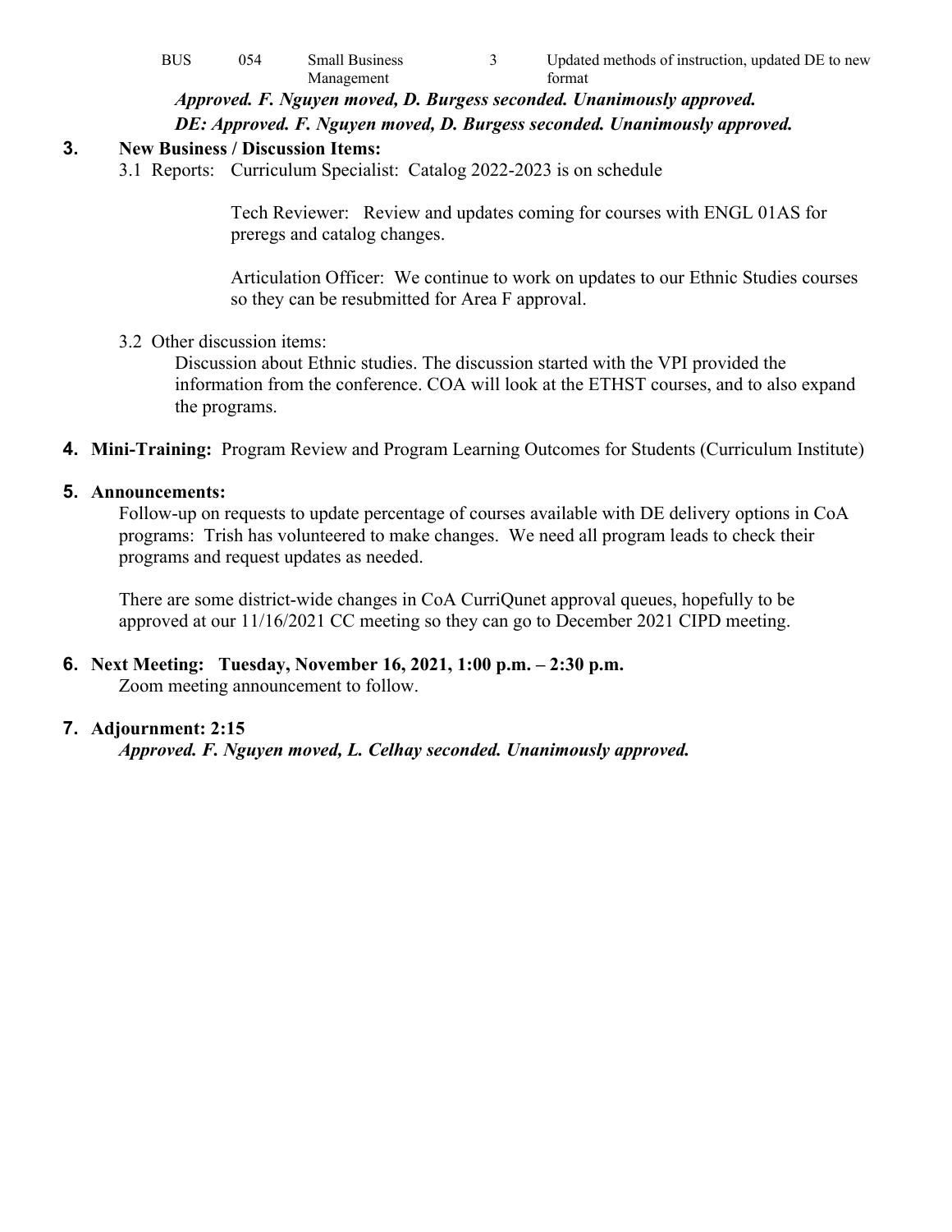| | | | | |
|---|---|---|---|---|
| BUS | 054 | Small Business Management | 3 | Updated methods of instruction, updated DE to new format |

***Approved. F. Nguyen moved, D. Burgess seconded. Unanimously approved.***

***DE: Approved. F. Nguyen moved, D. Burgess seconded. Unanimously approved.***

**3. New Business / Discussion Items:**

3.1 Reports: Curriculum Specialist: Catalog 2022-2023 is on schedule

Tech Reviewer: Review and updates coming for courses with ENGL 01AS for preregs and catalog changes.

Articulation Officer: We continue to work on updates to our Ethnic Studies courses so they can be resubmitted for Area F approval.

3.2 Other discussion items:

Discussion about Ethnic studies. The discussion started with the VPI provided the information from the conference. COA will look at the ETHST courses, and to also expand the programs.

**4. Mini-Training:** Program Review and Program Learning Outcomes for Students (Curriculum Institute)

**5. Announcements:**

Follow-up on requests to update percentage of courses available with DE delivery options in CoA programs: Trish has volunteered to make changes. We need all program leads to check their programs and request updates as needed.

There are some district-wide changes in CoA CurriQunet approval queues, hopefully to be approved at our 11/16/2021 CC meeting so they can go to December 2021 CIPD meeting.

**6. Next Meeting: Tuesday, November 16, 2021, 1:00 p.m. – 2:30 p.m.**

Zoom meeting announcement to follow.

**7. Adjournment: 2:15**

***Approved. F. Nguyen moved, L. Celhay seconded. Unanimously approved.***